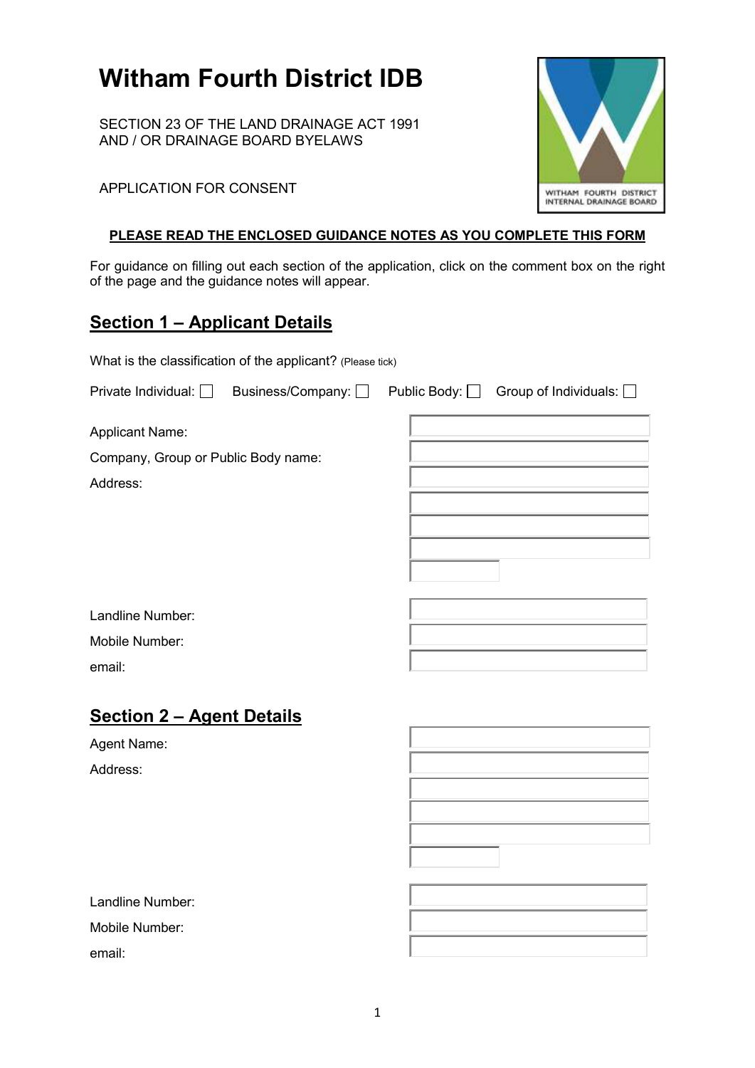# Witham Fourth District IDB

SECTION 23 OF THE LAND DRAINAGE ACT 1991
AND / OR DRAINAGE BOARD BYELAWS

APPLICATION FOR CONSENT

**PLEASE READ THE ENCLOSED GUIDANCE NOTES AS YOU COMPLETE THIS FORM**

For guidance on filling out each section of the application, click on the comment box on the right of the page and the guidance notes will appear.

## Section 1 – Applicant Details

What is the classification of the applicant? (Please tick)

Private Individual: ☐ Business/Company: ☐ Public Body: ☐ Group of Individuals: ☐

Applicant Name:

Company, Group or Public Body name:

Address:

Landline Number:

Mobile Number:

email:

## Section 2 – Agent Details

Agent Name:

Address:

Landline Number:

Mobile Number:

email: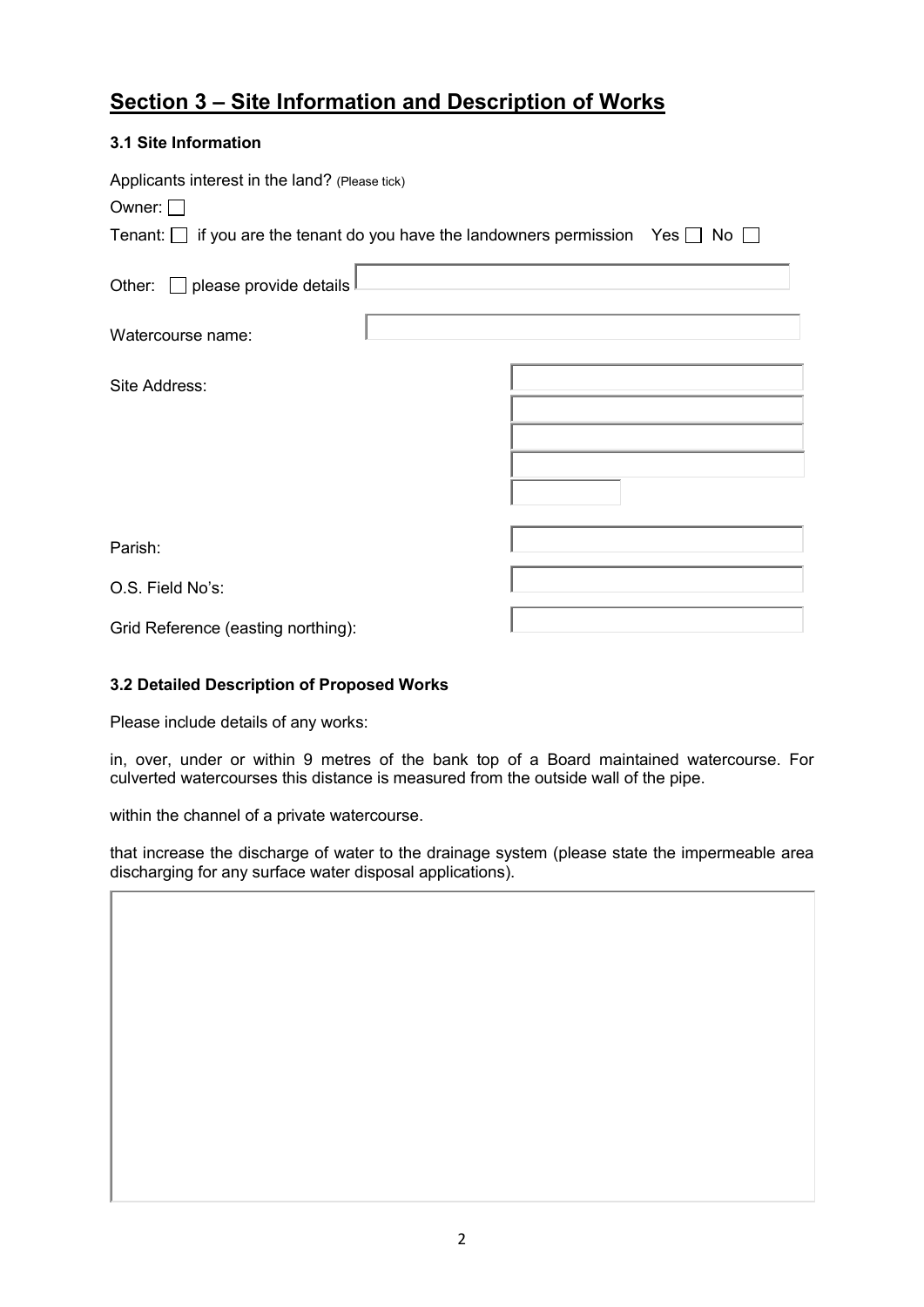# Section 3 – Site Information and Description of Works

### 3.1 Site Information

Applicants interest in the land? (Please tick)

Owner: ☐

Tenant: ☐ if you are the tenant do you have the landowners permission Yes ☐ No ☐

Other: ☐ please provide details

Watercourse name:

Site Address:

Parish:

O.S. Field No's:

Grid Reference (easting northing):

### 3.2 Detailed Description of Proposed Works

Please include details of any works:

in, over, under or within 9 metres of the bank top of a Board maintained watercourse. For culverted watercourses this distance is measured from the outside wall of the pipe.

within the channel of a private watercourse.

that increase the discharge of water to the drainage system (please state the impermeable area discharging for any surface water disposal applications).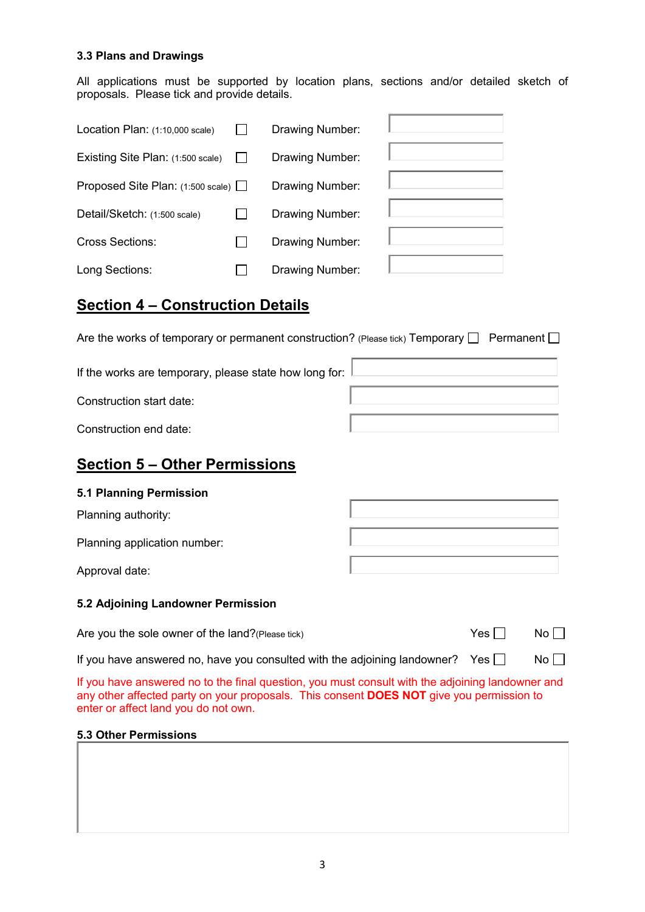### 3.3 Plans and Drawings

All applications must be supported by location plans, sections and/or detailed sketch of proposals. Please tick and provide details.

| | | | |
|---|---|---|---|
| Location Plan: (1:10,000 scale) | ☐ | Drawing Number: | |
| Existing Site Plan: (1:500 scale) | ☐ | Drawing Number: | |
| Proposed Site Plan: (1:500 scale) | ☐ | Drawing Number: | |
| Detail/Sketch: (1:500 scale) | ☐ | Drawing Number: | |
| Cross Sections: | ☐ | Drawing Number: | |
| Long Sections: | ☐ | Drawing Number: | |

## Section 4 – Construction Details

Are the works of temporary or permanent construction? (Please tick) Temporary ☐ Permanent ☐

If the works are temporary, please state how long for:

Construction start date:

Construction end date:

## Section 5 – Other Permissions

### 5.1 Planning Permission

Planning authority:

Planning application number:

Approval date:

### 5.2 Adjoining Landowner Permission

Are you the sole owner of the land? (Please tick) Yes ☐ No ☐

If you have answered no, have you consulted with the adjoining landowner? Yes ☐ No ☐

If you have answered no to the final question, you must consult with the adjoining landowner and any other affected party on your proposals. This consent **DOES NOT** give you permission to enter or affect land you do not own.

### 5.3 Other Permissions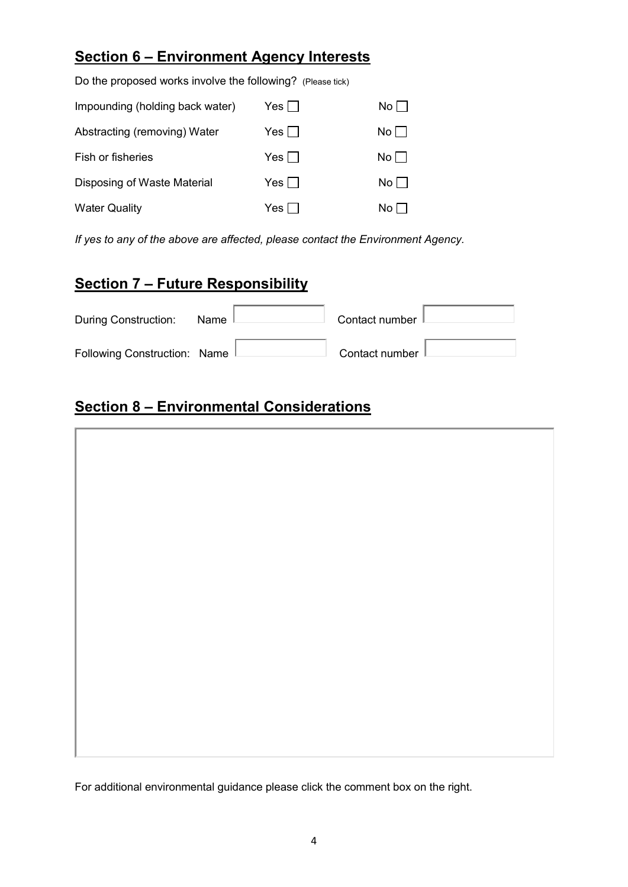## Section 6 – Environment Agency Interests

Do the proposed works involve the following? (Please tick)

| | | |
|---|---|---|
| Impounding (holding back water) | Yes ☐ | No ☐ |
| Abstracting (removing) Water | Yes ☐ | No ☐ |
| Fish or fisheries | Yes ☐ | No ☐ |
| Disposing of Waste Material | Yes ☐ | No ☐ |
| Water Quality | Yes ☐ | No ☐ |

*If yes to any of the above are affected, please contact the Environment Agency.*

## Section 7 – Future Responsibility

| | | |
|---|---|---|
| During Construction: | Name | Contact number |
| Following Construction: | Name | Contact number |

## Section 8 – Environmental Considerations

For additional environmental guidance please click the comment box on the right.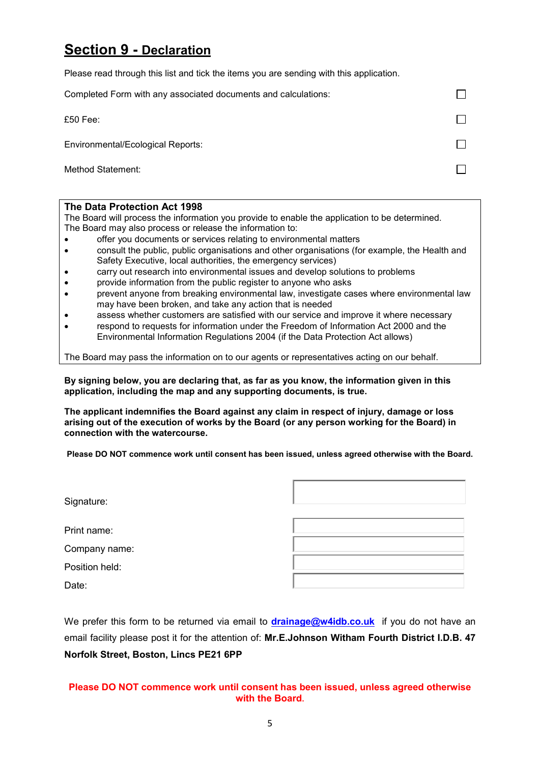## Section 9 - Declaration

Please read through this list and tick the items you are sending with this application.

| | |
|---|---|
| Completed Form with any associated documents and calculations: | ☐ |
| £50 Fee: | ☐ |
| Environmental/Ecological Reports: | ☐ |
| Method Statement: | ☐ |

**The Data Protection Act 1998**

The Board will process the information you provide to enable the application to be determined.
The Board may also process or release the information to:

- offer you documents or services relating to environmental matters
- consult the public, public organisations and other organisations (for example, the Health and Safety Executive, local authorities, the emergency services)
- carry out research into environmental issues and develop solutions to problems
- provide information from the public register to anyone who asks
- prevent anyone from breaking environmental law, investigate cases where environmental law may have been broken, and take any action that is needed
- assess whether customers are satisfied with our service and improve it where necessary
- respond to requests for information under the Freedom of Information Act 2000 and the Environmental Information Regulations 2004 (if the Data Protection Act allows)

The Board may pass the information on to our agents or representatives acting on our behalf.

**By signing below, you are declaring that, as far as you know, the information given in this application, including the map and any supporting documents, is true.**

**The applicant indemnifies the Board against any claim in respect of injury, damage or loss arising out of the execution of works by the Board (or any person working for the Board) in connection with the watercourse.**

**Please DO NOT commence work until consent has been issued, unless agreed otherwise with the Board.**

| | |
|---|---|
| Signature: | |
| Print name: | |
| Company name: | |
| Position held: | |
| Date: | |

We prefer this form to be returned via email to **drainage@w4idb.co.uk** if you do not have an email facility please post it for the attention of: **Mr.E.Johnson Witham Fourth District I.D.B. 47 Norfolk Street, Boston, Lincs PE21 6PP**

**Please DO NOT commence work until consent has been issued, unless agreed otherwise with the Board.**